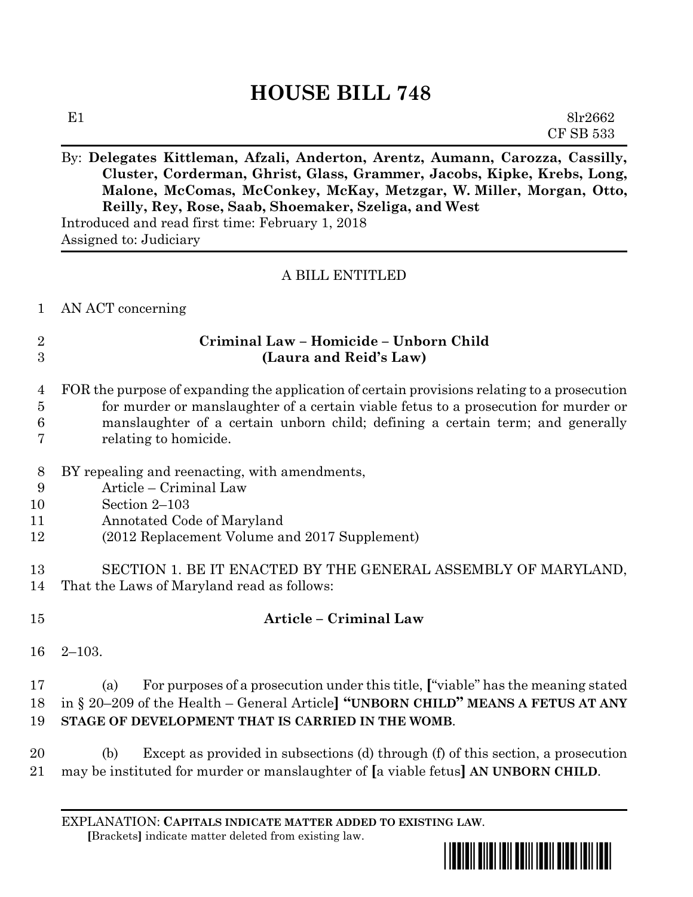# HOUSE BILL 748

E1 8lr2662
CF SB 533

By: **Delegates Kittleman, Afzali, Anderton, Arentz, Aumann, Carozza, Cassilly, Cluster, Corderman, Ghrist, Glass, Grammer, Jacobs, Kipke, Krebs, Long, Malone, McComas, McConkey, McKay, Metzgar, W. Miller, Morgan, Otto, Reilly, Rey, Rose, Saab, Shoemaker, Szeliga, and West**

Introduced and read first time: February 1, 2018
Assigned to: Judiciary

A BILL ENTITLED

1 AN ACT concerning

2 **Criminal Law – Homicide – Unborn Child**
3 **(Laura and Reid's Law)**

4 FOR the purpose of expanding the application of certain provisions relating to a prosecution
5 for murder or manslaughter of a certain viable fetus to a prosecution for murder or
6 manslaughter of a certain unborn child; defining a certain term; and generally
7 relating to homicide.

8 BY repealing and reenacting, with amendments,
9 Article – Criminal Law
10 Section 2–103
11 Annotated Code of Maryland
12 (2012 Replacement Volume and 2017 Supplement)

13 SECTION 1. BE IT ENACTED BY THE GENERAL ASSEMBLY OF MARYLAND,
14 That the Laws of Maryland read as follows:

15 **Article – Criminal Law**

16 2–103.

17 (a) For purposes of a prosecution under this title, **[**"viable" has the meaning stated
18 in § 20–209 of the Health – General Article**]** **"UNBORN CHILD" MEANS A FETUS AT ANY**
19 **STAGE OF DEVELOPMENT THAT IS CARRIED IN THE WOMB**.

20 (b) Except as provided in subsections (d) through (f) of this section, a prosecution
21 may be instituted for murder or manslaughter of **[**a viable fetus**]** **AN UNBORN CHILD**.

EXPLANATION: **CAPITALS INDICATE MATTER ADDED TO EXISTING LAW**.
**[**Brackets**]** indicate matter deleted from existing law.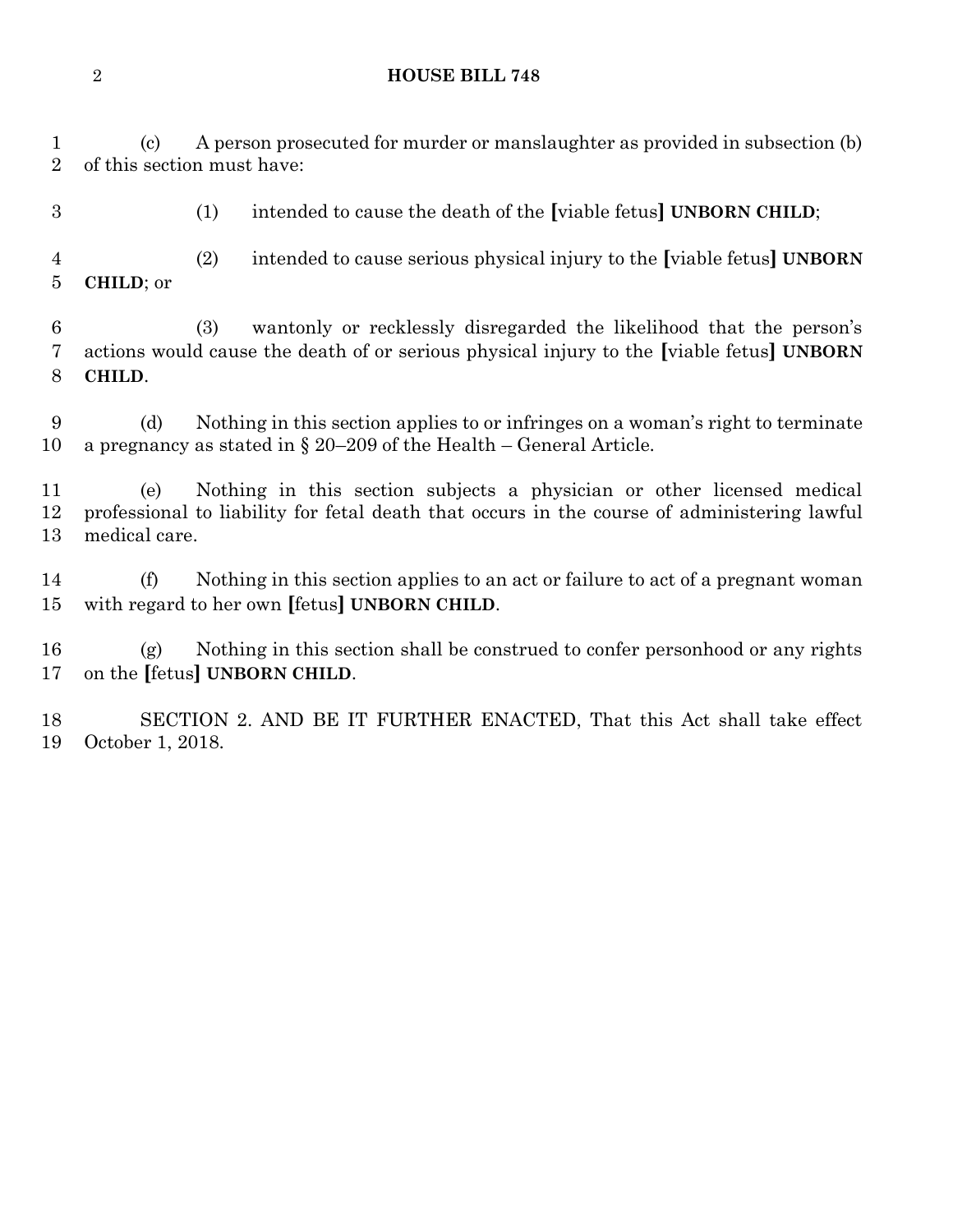(c) A person prosecuted for murder or manslaughter as provided in subsection (b) of this section must have:

(1) intended to cause the death of the [viable fetus] **UNBORN CHILD**;

(2) intended to cause serious physical injury to the [viable fetus] **UNBORN CHILD**; or

(3) wantonly or recklessly disregarded the likelihood that the person's actions would cause the death of or serious physical injury to the [viable fetus] **UNBORN CHILD**.

(d) Nothing in this section applies to or infringes on a woman's right to terminate a pregnancy as stated in § 20–209 of the Health – General Article.

(e) Nothing in this section subjects a physician or other licensed medical professional to liability for fetal death that occurs in the course of administering lawful medical care.

(f) Nothing in this section applies to an act or failure to act of a pregnant woman with regard to her own [fetus] **UNBORN CHILD**.

(g) Nothing in this section shall be construed to confer personhood or any rights on the [fetus] **UNBORN CHILD**.

SECTION 2. AND BE IT FURTHER ENACTED, That this Act shall take effect October 1, 2018.